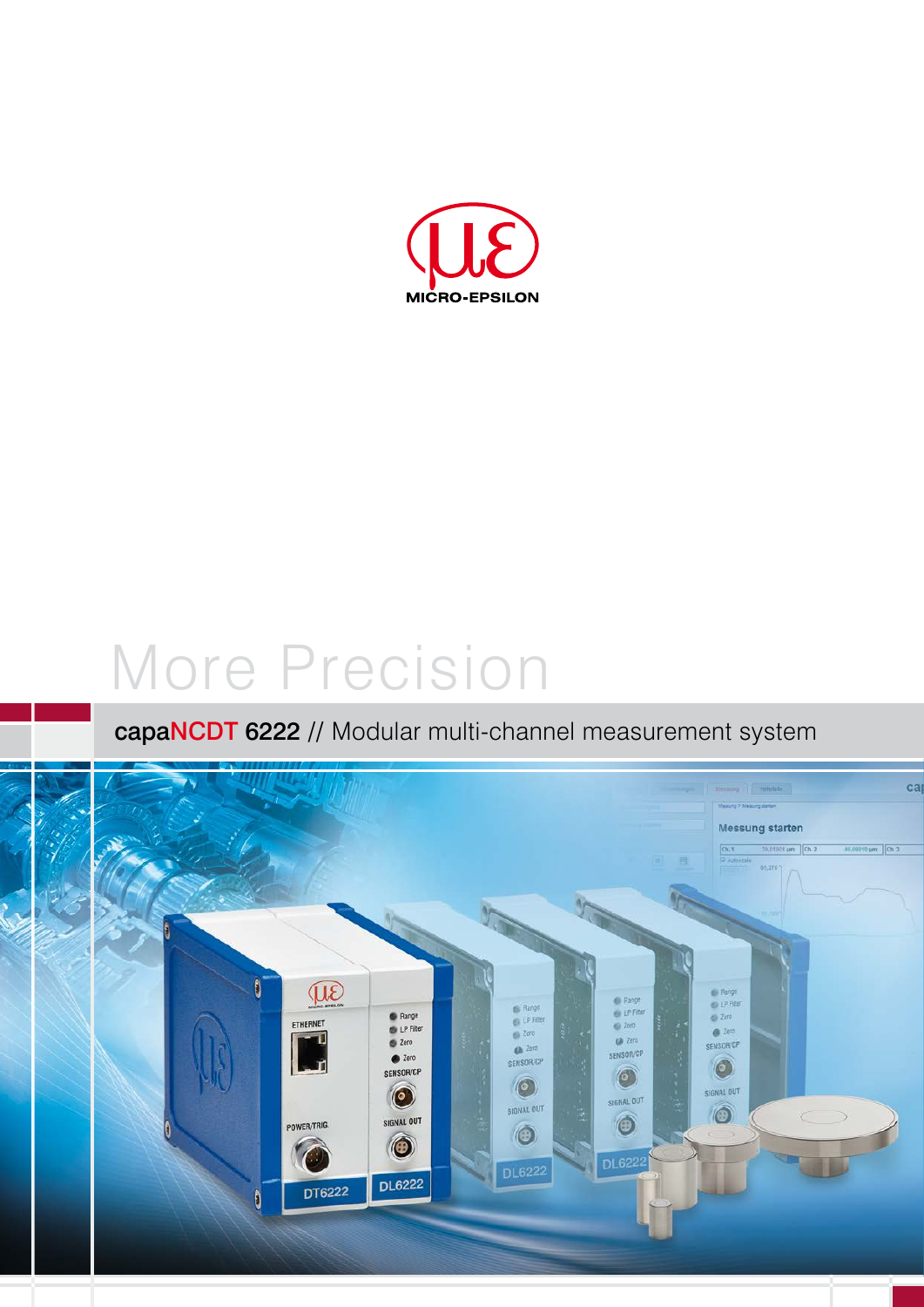MICRO-EPSILON

# More Precision

## capaNCDT 6222 // Modular multi-channel measurement system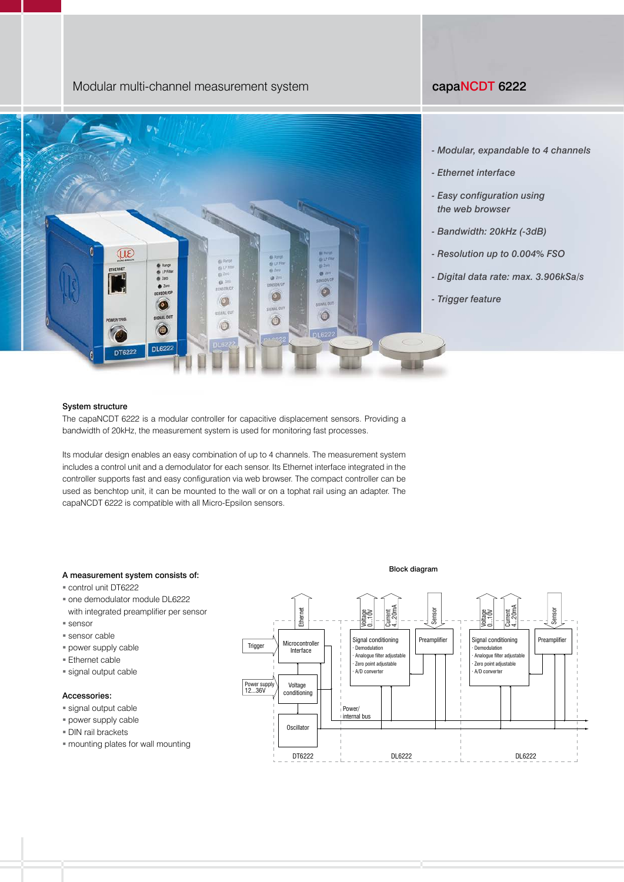Modular multi-channel measurement system

## capaNCDT 6222

- *Modular, expandable to 4 channels*
- *Ethernet interface*
- *Easy configuration using the web browser*
- *Bandwidth: 20kHz (-3dB)*
- *Resolution up to 0.004% FSO*
- *Digital data rate: max. 3.906kSa/s*
- *Trigger feature*

### System structure

The capaNCDT 6222 is a modular controller for capacitive displacement sensors. Providing a bandwidth of 20kHz, the measurement system is used for monitoring fast processes.

Its modular design enables an easy combination of up to 4 channels. The measurement system includes a control unit and a demodulator for each sensor. Its Ethernet interface integrated in the controller supports fast and easy configuration via web browser. The compact controller can be used as benchtop unit, it can be mounted to the wall or on a tophat rail using an adapter. The capaNCDT 6222 is compatible with all Micro-Epsilon sensors.

### A measurement system consists of:

- control unit DT6222
- one demodulator module DL6222 with integrated preamplifier per sensor
- sensor
- sensor cable
- power supply cable
- Ethernet cable
- signal output cable

### Accessories:

- signal output cable
- power supply cable
- DIN rail brackets
- mounting plates for wall mounting

Block diagram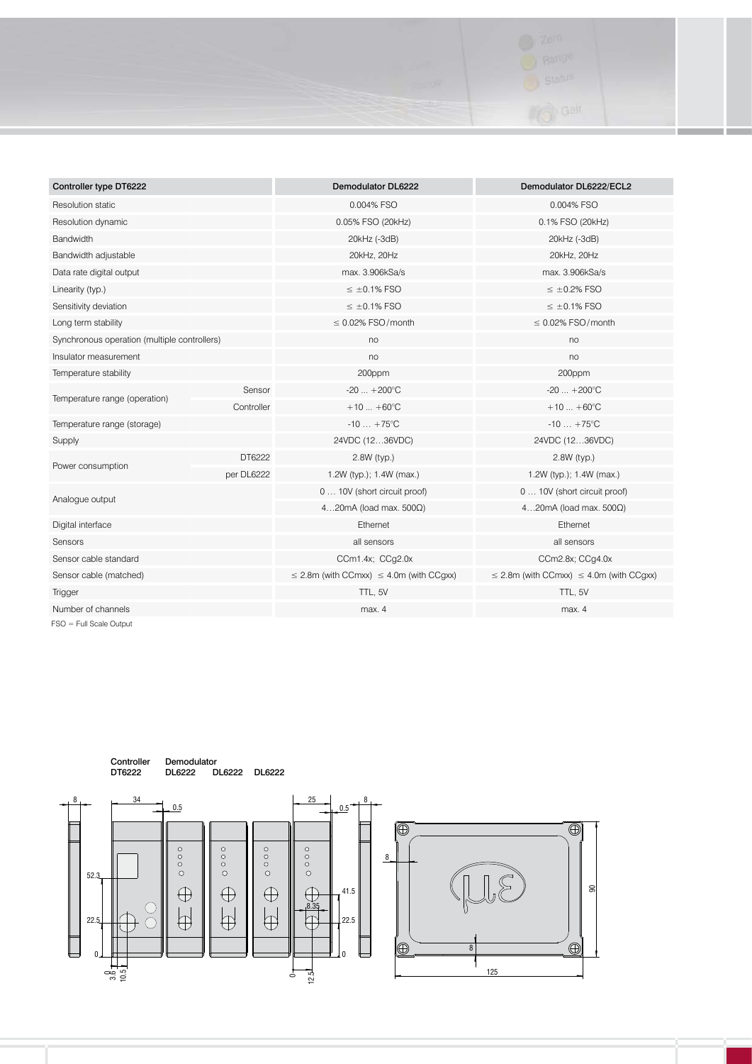| Controller type DT6222 | | Demodulator DL6222 | Demodulator DL6222/ECL2 |
|---|---|---|---|
| Resolution static | | 0.004% FSO | 0.004% FSO |
| Resolution dynamic | | 0.05% FSO (20kHz) | 0.1% FSO (20kHz) |
| Bandwidth | | 20kHz (-3dB) | 20kHz (-3dB) |
| Bandwidth adjustable | | 20kHz, 20Hz | 20kHz, 20Hz |
| Data rate digital output | | max. 3.906kSa/s | max. 3.906kSa/s |
| Linearity (typ.) | | ≤ ±0.1% FSO | ≤ ±0.2% FSO |
| Sensitivity deviation | | ≤ ±0.1% FSO | ≤ ±0.1% FSO |
| Long term stability | | ≤ 0.02% FSO/month | ≤ 0.02% FSO/month |
| Synchronous operation (multiple controllers) | | no | no |
| Insulator measurement | | no | no |
| Temperature stability | | 200ppm | 200ppm |
| Temperature range (operation) | Sensor | -20 ... +200°C | -20 ... +200°C |
| | Controller | +10 ... +60°C | +10 ... +60°C |
| Temperature range (storage) | | -10 … +75°C | -10 … +75°C |
| Supply | | 24VDC (12…36VDC) | 24VDC (12…36VDC) |
| Power consumption | DT6222 | 2.8W (typ.) | 2.8W (typ.) |
| | per DL6222 | 1.2W (typ.); 1.4W (max.) | 1.2W (typ.); 1.4W (max.) |
| Analogue output | | 0 … 10V (short circuit proof) | 0 … 10V (short circuit proof) |
| | | 4…20mA (load max. 500Ω) | 4…20mA (load max. 500Ω) |
| Digital interface | | Ethernet | Ethernet |
| Sensors | | all sensors | all sensors |
| Sensor cable standard | | CCm1.4x; CCg2.0x | CCm2.8x; CCg4.0x |
| Sensor cable (matched) | | ≤ 2.8m (with CCmxx) ≤ 4.0m (with CCgxx) | ≤ 2.8m (with CCmxx) ≤ 4.0m (with CCgxx) |
| Trigger | | TTL, 5V | TTL, 5V |
| Number of channels | | max. 4 | max. 4 |

FSO = Full Scale Output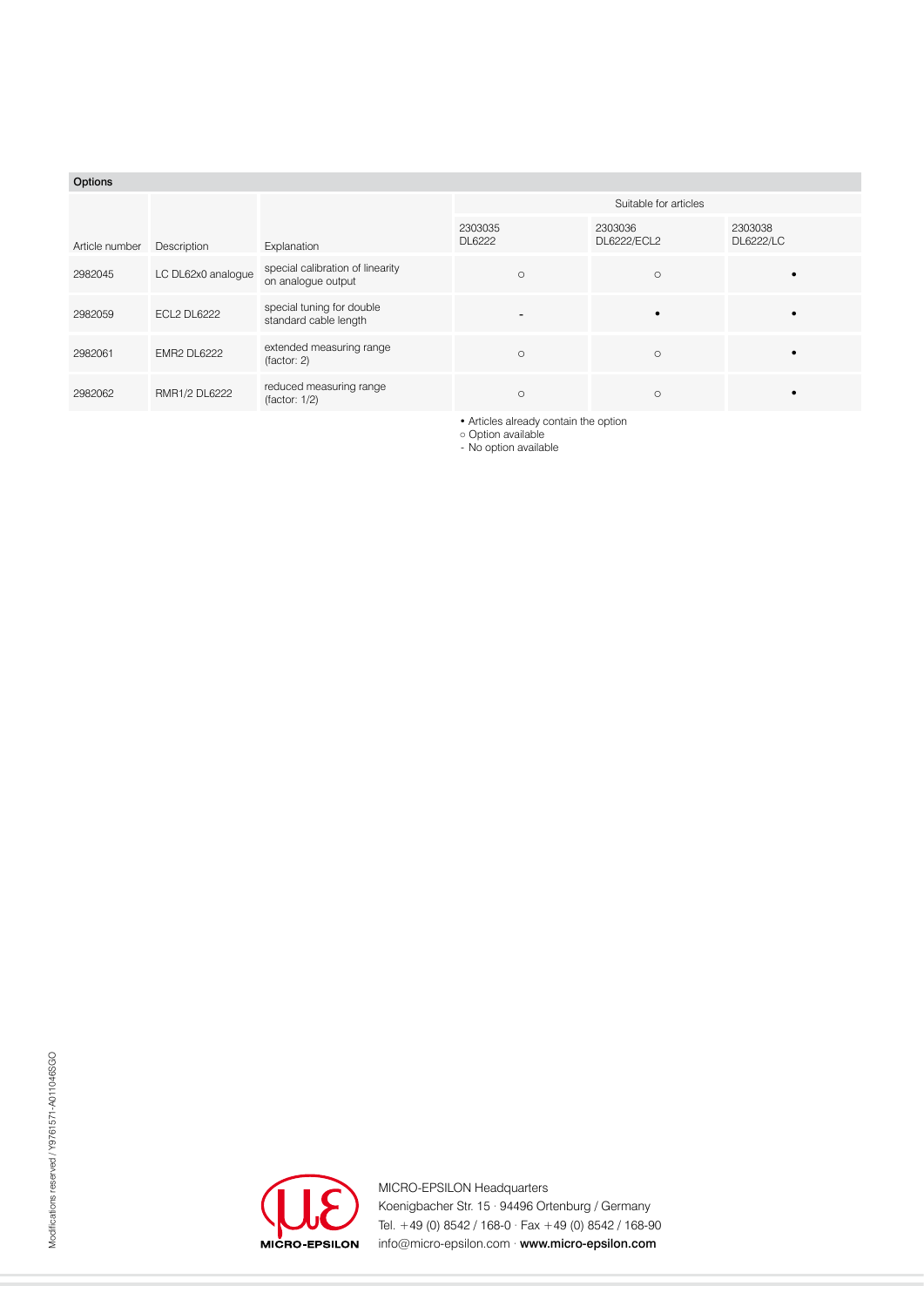## Options

| Article number | Description | Explanation | Suitable for articles | | |
|---|---|---|---|---|---|
| | | | 2303035 DL6222 | 2303036 DL6222/ECL2 | 2303038 DL6222/LC |
| 2982045 | LC DL62x0 analogue | special calibration of linearity on analogue output | ○ | ○ | • |
| 2982059 | ECL2 DL6222 | special tuning for double standard cable length | - | • | • |
| 2982061 | EMR2 DL6222 | extended measuring range (factor: 2) | ○ | ○ | • |
| 2982062 | RMR1/2 DL6222 | reduced measuring range (factor: 1/2) | ○ | ○ | • |

• Articles already contain the option
○ Option available
- No option available

Modifications reserved / Y9761571-A011046SGO

MICRO-EPSILON Headquarters
Koenigbacher Str. 15 · 94496 Ortenburg / Germany
Tel. +49 (0) 8542 / 168-0 · Fax +49 (0) 8542 / 168-90
info@micro-epsilon.com · **www.micro-epsilon.com**